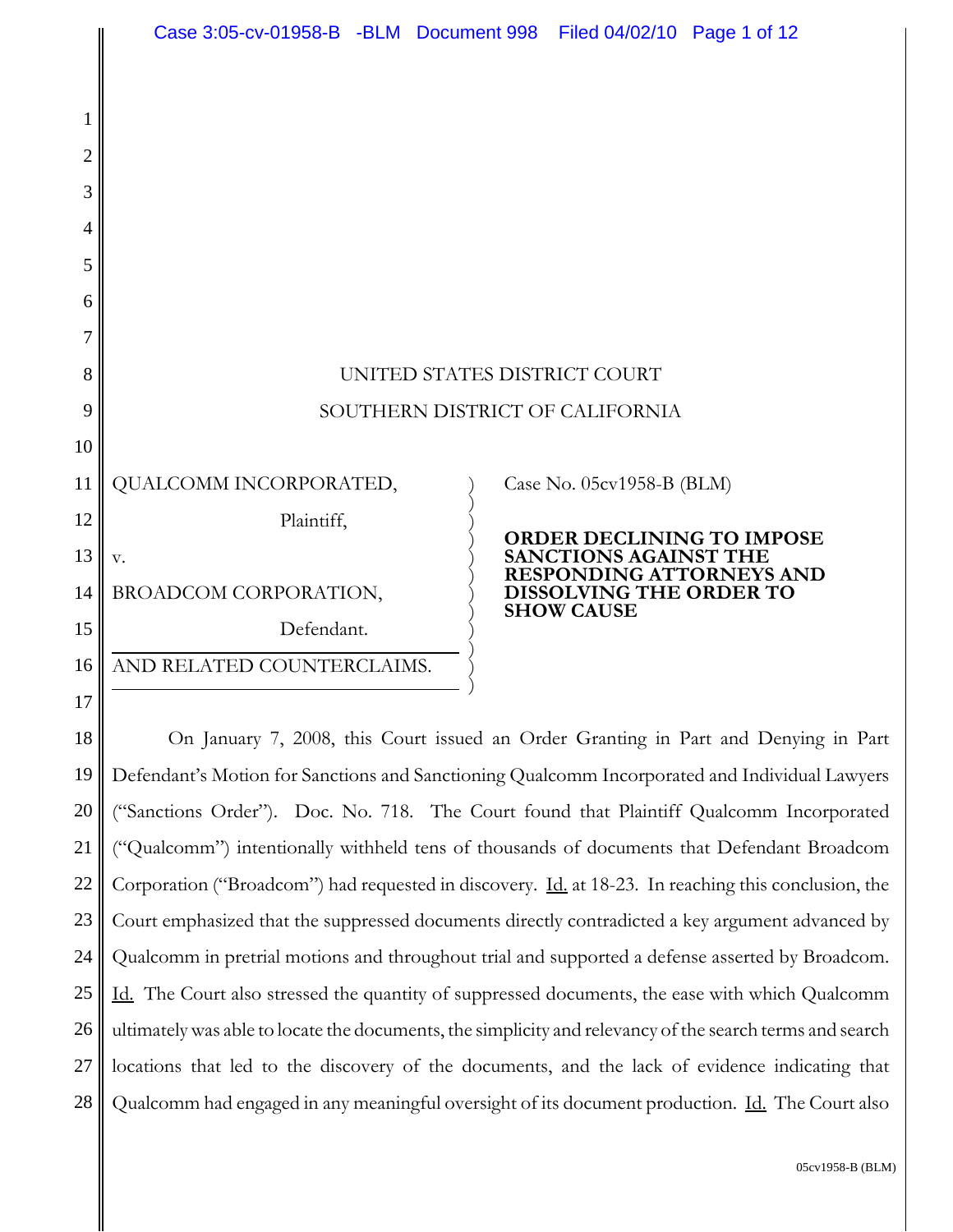UNITED STATES DISTRICT COURT

SOUTHERN DISTRICT OF CALIFORNIA

QUALCOMM INCORPORATED,

Plaintiff,

v.

BROADCOM CORPORATION,

Defendant.

AND RELATED COUNTERCLAIMS.

Case No. 05cv1958-B (BLM)

**ORDER DECLINING TO IMPOSE SANCTIONS AGAINST THE RESPONDING ATTORNEYS AND DISSOLVING THE ORDER TO SHOW CAUSE**

On January 7, 2008, this Court issued an Order Granting in Part and Denying in Part Defendant's Motion for Sanctions and Sanctioning Qualcomm Incorporated and Individual Lawyers ("Sanctions Order"). Doc. No. 718. The Court found that Plaintiff Qualcomm Incorporated ("Qualcomm") intentionally withheld tens of thousands of documents that Defendant Broadcom Corporation ("Broadcom") had requested in discovery. Id. at 18-23. In reaching this conclusion, the Court emphasized that the suppressed documents directly contradicted a key argument advanced by Qualcomm in pretrial motions and throughout trial and supported a defense asserted by Broadcom. Id. The Court also stressed the quantity of suppressed documents, the ease with which Qualcomm ultimately was able to locate the documents, the simplicity and relevancy of the search terms and search locations that led to the discovery of the documents, and the lack of evidence indicating that Qualcomm had engaged in any meaningful oversight of its document production. Id. The Court also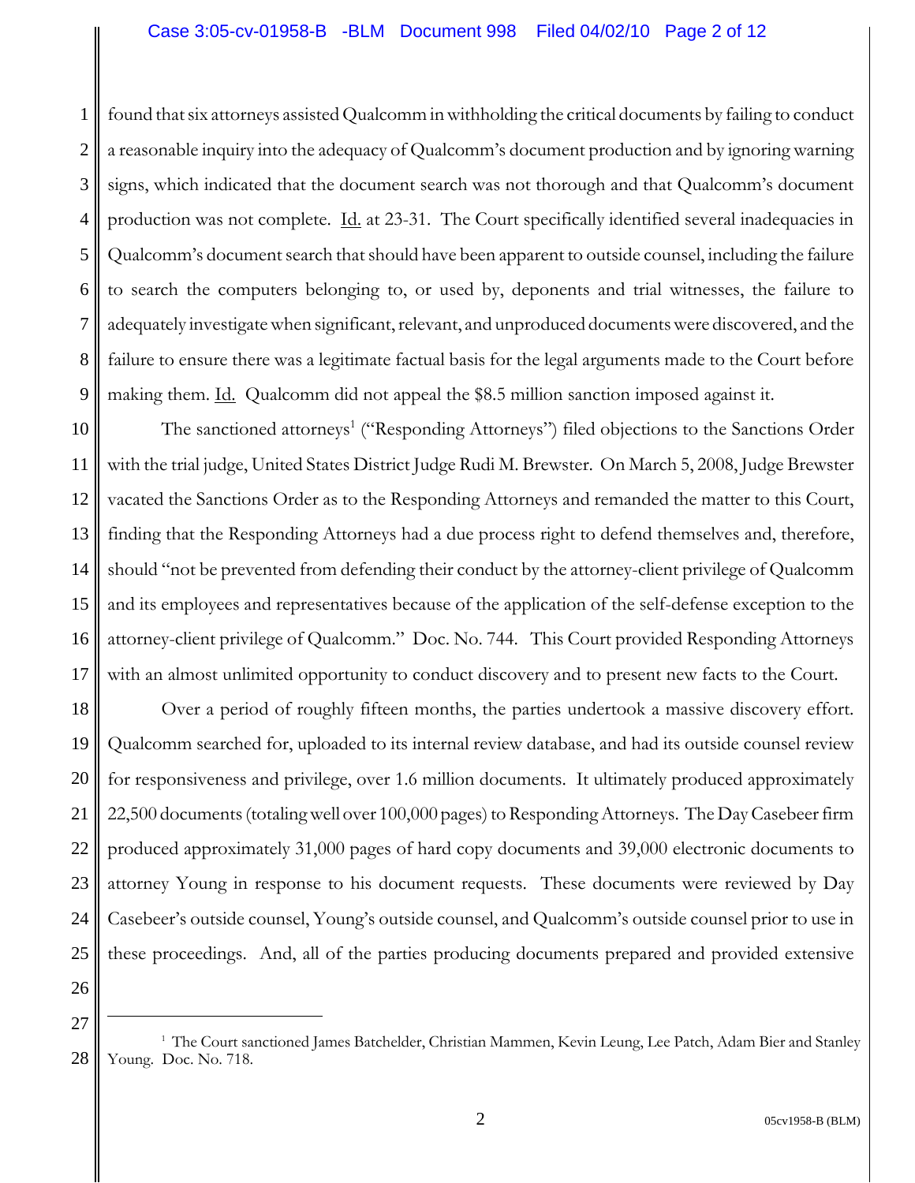found that six attorneys assisted Qualcomm in withholding the critical documents by failing to conduct a reasonable inquiry into the adequacy of Qualcomm's document production and by ignoring warning signs, which indicated that the document search was not thorough and that Qualcomm's document production was not complete. Id. at 23-31. The Court specifically identified several inadequacies in Qualcomm's document search that should have been apparent to outside counsel, including the failure to search the computers belonging to, or used by, deponents and trial witnesses, the failure to adequately investigate when significant, relevant, and unproduced documents were discovered, and the failure to ensure there was a legitimate factual basis for the legal arguments made to the Court before making them. Id. Qualcomm did not appeal the $8.5 million sanction imposed against it.

The sanctioned attorneys[1] ("Responding Attorneys") filed objections to the Sanctions Order with the trial judge, United States District Judge Rudi M. Brewster. On March 5, 2008, Judge Brewster vacated the Sanctions Order as to the Responding Attorneys and remanded the matter to this Court, finding that the Responding Attorneys had a due process right to defend themselves and, therefore, should "not be prevented from defending their conduct by the attorney-client privilege of Qualcomm and its employees and representatives because of the application of the self-defense exception to the attorney-client privilege of Qualcomm." Doc. No. 744. This Court provided Responding Attorneys with an almost unlimited opportunity to conduct discovery and to present new facts to the Court.

Over a period of roughly fifteen months, the parties undertook a massive discovery effort. Qualcomm searched for, uploaded to its internal review database, and had its outside counsel review for responsiveness and privilege, over 1.6 million documents. It ultimately produced approximately 22,500 documents (totaling well over 100,000 pages) to Responding Attorneys. The Day Casebeer firm produced approximately 31,000 pages of hard copy documents and 39,000 electronic documents to attorney Young in response to his document requests. These documents were reviewed by Day Casebeer's outside counsel, Young's outside counsel, and Qualcomm's outside counsel prior to use in these proceedings. And, all of the parties producing documents prepared and provided extensive

[1] The Court sanctioned James Batchelder, Christian Mammen, Kevin Leung, Lee Patch, Adam Bier and Stanley Young. Doc. No. 718.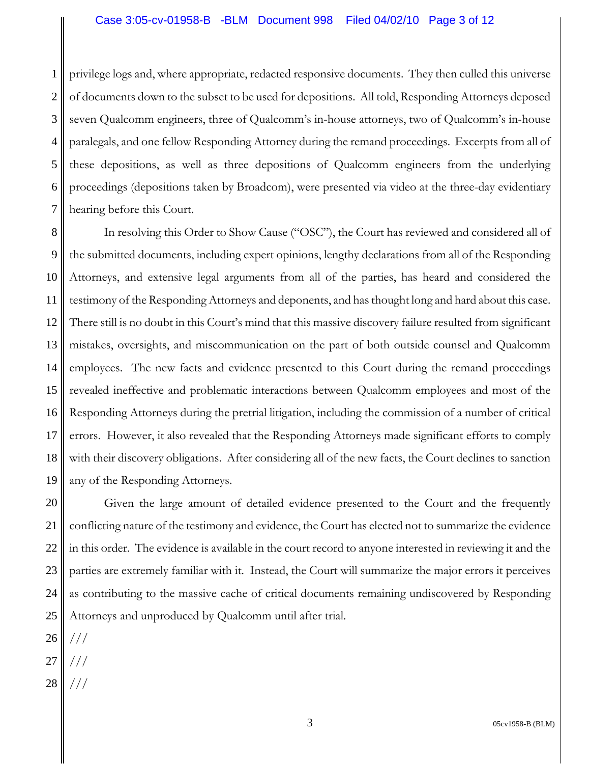privilege logs and, where appropriate, redacted responsive documents. They then culled this universe of documents down to the subset to be used for depositions. All told, Responding Attorneys deposed seven Qualcomm engineers, three of Qualcomm's in-house attorneys, two of Qualcomm's in-house paralegals, and one fellow Responding Attorney during the remand proceedings. Excerpts from all of these depositions, as well as three depositions of Qualcomm engineers from the underlying proceedings (depositions taken by Broadcom), were presented via video at the three-day evidentiary hearing before this Court.

In resolving this Order to Show Cause ("OSC"), the Court has reviewed and considered all of the submitted documents, including expert opinions, lengthy declarations from all of the Responding Attorneys, and extensive legal arguments from all of the parties, has heard and considered the testimony of the Responding Attorneys and deponents, and has thought long and hard about this case. There still is no doubt in this Court's mind that this massive discovery failure resulted from significant mistakes, oversights, and miscommunication on the part of both outside counsel and Qualcomm employees. The new facts and evidence presented to this Court during the remand proceedings revealed ineffective and problematic interactions between Qualcomm employees and most of the Responding Attorneys during the pretrial litigation, including the commission of a number of critical errors. However, it also revealed that the Responding Attorneys made significant efforts to comply with their discovery obligations. After considering all of the new facts, the Court declines to sanction any of the Responding Attorneys.

Given the large amount of detailed evidence presented to the Court and the frequently conflicting nature of the testimony and evidence, the Court has elected not to summarize the evidence in this order. The evidence is available in the court record to anyone interested in reviewing it and the parties are extremely familiar with it. Instead, the Court will summarize the major errors it perceives as contributing to the massive cache of critical documents remaining undiscovered by Responding Attorneys and unproduced by Qualcomm until after trial.

///

///

///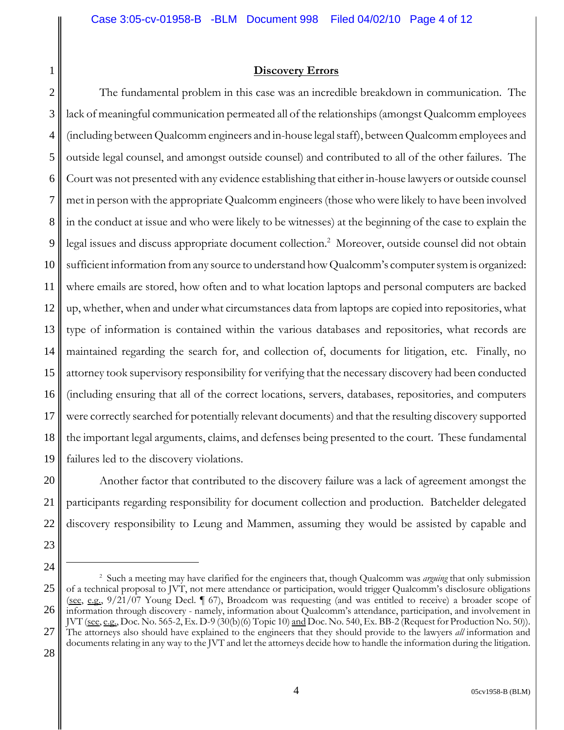## **Discovery Errors**

The fundamental problem in this case was an incredible breakdown in communication. The lack of meaningful communication permeated all of the relationships (amongst Qualcomm employees (including between Qualcomm engineers and in-house legal staff), between Qualcomm employees and outside legal counsel, and amongst outside counsel) and contributed to all of the other failures. The Court was not presented with any evidence establishing that either in-house lawyers or outside counsel met in person with the appropriate Qualcomm engineers (those who were likely to have been involved in the conduct at issue and who were likely to be witnesses) at the beginning of the case to explain the legal issues and discuss appropriate document collection.[2] Moreover, outside counsel did not obtain sufficient information from any source to understand how Qualcomm's computer system is organized: where emails are stored, how often and to what location laptops and personal computers are backed up, whether, when and under what circumstances data from laptops are copied into repositories, what type of information is contained within the various databases and repositories, what records are maintained regarding the search for, and collection of, documents for litigation, etc. Finally, no attorney took supervisory responsibility for verifying that the necessary discovery had been conducted (including ensuring that all of the correct locations, servers, databases, repositories, and computers were correctly searched for potentially relevant documents) and that the resulting discovery supported the important legal arguments, claims, and defenses being presented to the court. These fundamental failures led to the discovery violations.

Another factor that contributed to the discovery failure was a lack of agreement amongst the participants regarding responsibility for document collection and production. Batchelder delegated discovery responsibility to Leung and Mammen, assuming they would be assisted by capable and

---

[2] Such a meeting may have clarified for the engineers that, though Qualcomm was *arguing* that only submission of a technical proposal to JVT, not mere attendance or participation, would trigger Qualcomm's disclosure obligations (see, e.g., 9/21/07 Young Decl. ¶ 67), Broadcom was requesting (and was entitled to receive) a broader scope of information through discovery - namely, information about Qualcomm's attendance, participation, and involvement in JVT (see, e.g., Doc. No. 565-2, Ex. D-9 (30(b)(6) Topic 10) and Doc. No. 540, Ex. BB-2 (Request for Production No. 50)). The attorneys also should have explained to the engineers that they should provide to the lawyers *all* information and documents relating in any way to the JVT and let the attorneys decide how to handle the information during the litigation.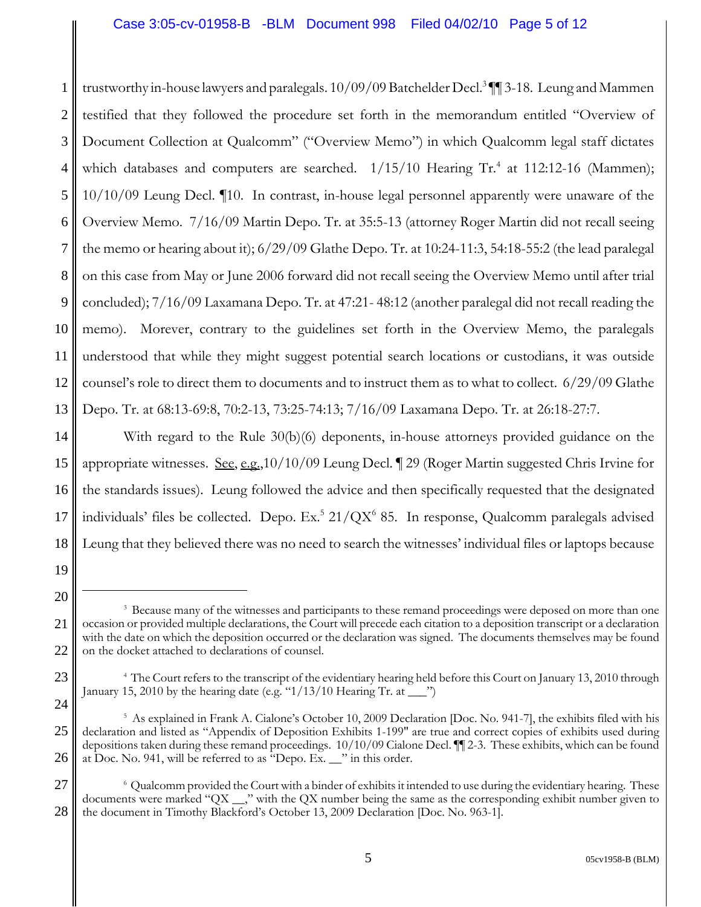trustworthy in-house lawyers and paralegals. 10/09/09 Batchelder Decl.[3] ¶¶ 3-18. Leung and Mammen testified that they followed the procedure set forth in the memorandum entitled "Overview of Document Collection at Qualcomm" ("Overview Memo") in which Qualcomm legal staff dictates which databases and computers are searched. 1/15/10 Hearing Tr.[4] at 112:12-16 (Mammen); 10/10/09 Leung Decl. ¶10. In contrast, in-house legal personnel apparently were unaware of the Overview Memo. 7/16/09 Martin Depo. Tr. at 35:5-13 (attorney Roger Martin did not recall seeing the memo or hearing about it); 6/29/09 Glathe Depo. Tr. at 10:24-11:3, 54:18-55:2 (the lead paralegal on this case from May or June 2006 forward did not recall seeing the Overview Memo until after trial concluded); 7/16/09 Laxamana Depo. Tr. at 47:21- 48:12 (another paralegal did not recall reading the memo). Morever, contrary to the guidelines set forth in the Overview Memo, the paralegals understood that while they might suggest potential search locations or custodians, it was outside counsel's role to direct them to documents and to instruct them as to what to collect. 6/29/09 Glathe Depo. Tr. at 68:13-69:8, 70:2-13, 73:25-74:13; 7/16/09 Laxamana Depo. Tr. at 26:18-27:7.

With regard to the Rule 30(b)(6) deponents, in-house attorneys provided guidance on the appropriate witnesses. See, e.g.,10/10/09 Leung Decl. ¶ 29 (Roger Martin suggested Chris Irvine for the standards issues). Leung followed the advice and then specifically requested that the designated individuals' files be collected. Depo. Ex.[5] 21/QX[6] 85. In response, Qualcomm paralegals advised Leung that they believed there was no need to search the witnesses' individual files or laptops because

---

[3] Because many of the witnesses and participants to these remand proceedings were deposed on more than one occasion or provided multiple declarations, the Court will precede each citation to a deposition transcript or a declaration with the date on which the deposition occurred or the declaration was signed. The documents themselves may be found on the docket attached to declarations of counsel.

[4] The Court refers to the transcript of the evidentiary hearing held before this Court on January 13, 2010 through January 15, 2010 by the hearing date (e.g. "1/13/10 Hearing Tr. at ___")

[5] As explained in Frank A. Cialone's October 10, 2009 Declaration [Doc. No. 941-7], the exhibits filed with his declaration and listed as "Appendix of Deposition Exhibits 1-199" are true and correct copies of exhibits used during depositions taken during these remand proceedings. 10/10/09 Cialone Decl. ¶¶ 2-3. These exhibits, which can be found at Doc. No. 941, will be referred to as "Depo. Ex. __" in this order.

[6] Qualcomm provided the Court with a binder of exhibits it intended to use during the evidentiary hearing. These documents were marked "QX __," with the QX number being the same as the corresponding exhibit number given to the document in Timothy Blackford's October 13, 2009 Declaration [Doc. No. 963-1].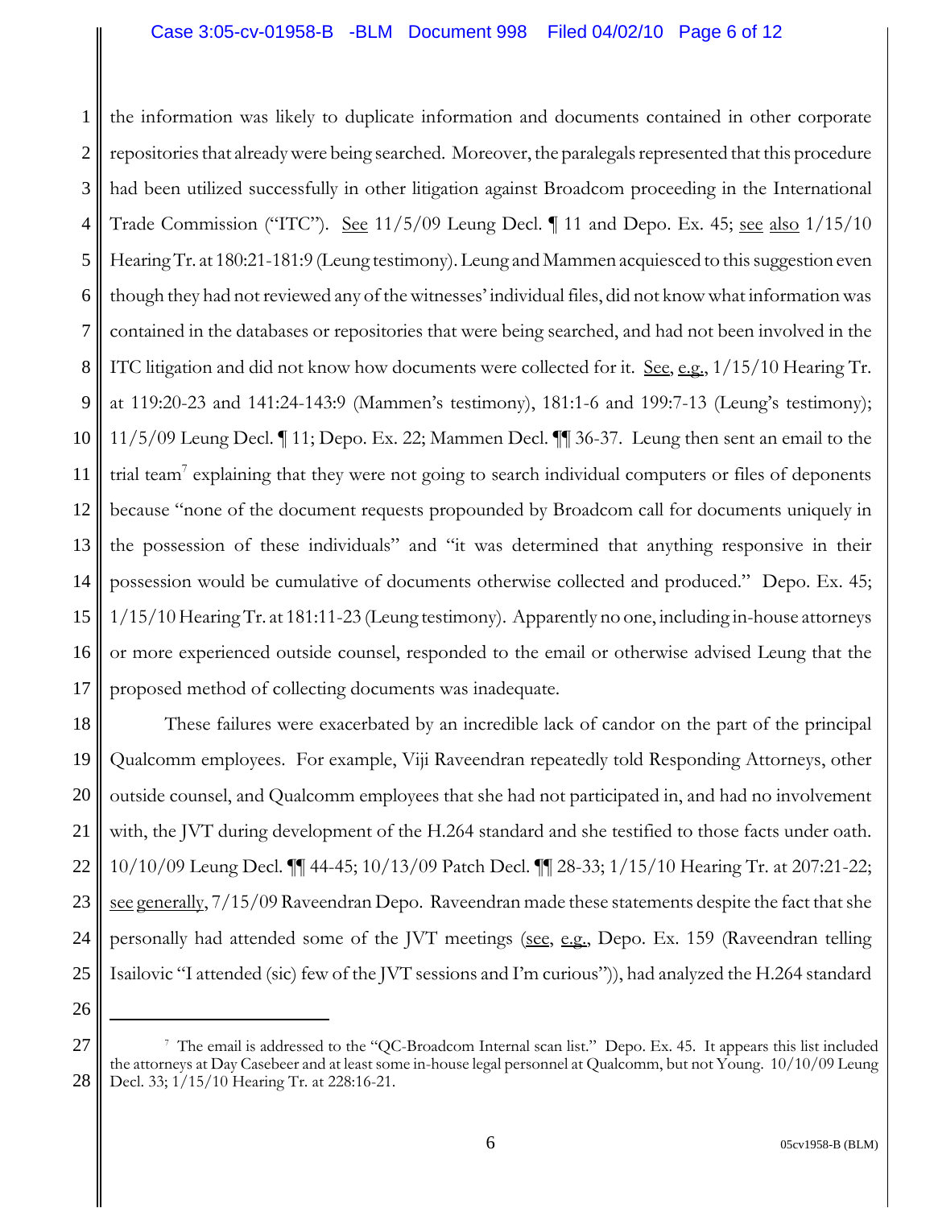the information was likely to duplicate information and documents contained in other corporate repositories that already were being searched. Moreover, the paralegals represented that this procedure had been utilized successfully in other litigation against Broadcom proceeding in the International Trade Commission ("ITC"). See 11/5/09 Leung Decl. ¶ 11 and Depo. Ex. 45; see also 1/15/10 Hearing Tr. at 180:21-181:9 (Leung testimony). Leung and Mammen acquiesced to this suggestion even though they had not reviewed any of the witnesses' individual files, did not know what information was contained in the databases or repositories that were being searched, and had not been involved in the ITC litigation and did not know how documents were collected for it. See, e.g., 1/15/10 Hearing Tr. at 119:20-23 and 141:24-143:9 (Mammen's testimony), 181:1-6 and 199:7-13 (Leung's testimony); 11/5/09 Leung Decl. ¶ 11; Depo. Ex. 22; Mammen Decl. ¶¶ 36-37. Leung then sent an email to the trial team[7] explaining that they were not going to search individual computers or files of deponents because "none of the document requests propounded by Broadcom call for documents uniquely in the possession of these individuals" and "it was determined that anything responsive in their possession would be cumulative of documents otherwise collected and produced." Depo. Ex. 45; 1/15/10 Hearing Tr. at 181:11-23 (Leung testimony). Apparently no one, including in-house attorneys or more experienced outside counsel, responded to the email or otherwise advised Leung that the proposed method of collecting documents was inadequate.

These failures were exacerbated by an incredible lack of candor on the part of the principal Qualcomm employees. For example, Viji Raveendran repeatedly told Responding Attorneys, other outside counsel, and Qualcomm employees that she had not participated in, and had no involvement with, the JVT during development of the H.264 standard and she testified to those facts under oath. 10/10/09 Leung Decl. ¶¶ 44-45; 10/13/09 Patch Decl. ¶¶ 28-33; 1/15/10 Hearing Tr. at 207:21-22; see generally, 7/15/09 Raveendran Depo. Raveendran made these statements despite the fact that she personally had attended some of the JVT meetings (see, e.g., Depo. Ex. 159 (Raveendran telling Isailovic "I attended (sic) few of the JVT sessions and I'm curious")), had analyzed the H.264 standard

---

[7] The email is addressed to the "QC-Broadcom Internal scan list." Depo. Ex. 45. It appears this list included the attorneys at Day Casebeer and at least some in-house legal personnel at Qualcomm, but not Young. 10/10/09 Leung Decl. 33; 1/15/10 Hearing Tr. at 228:16-21.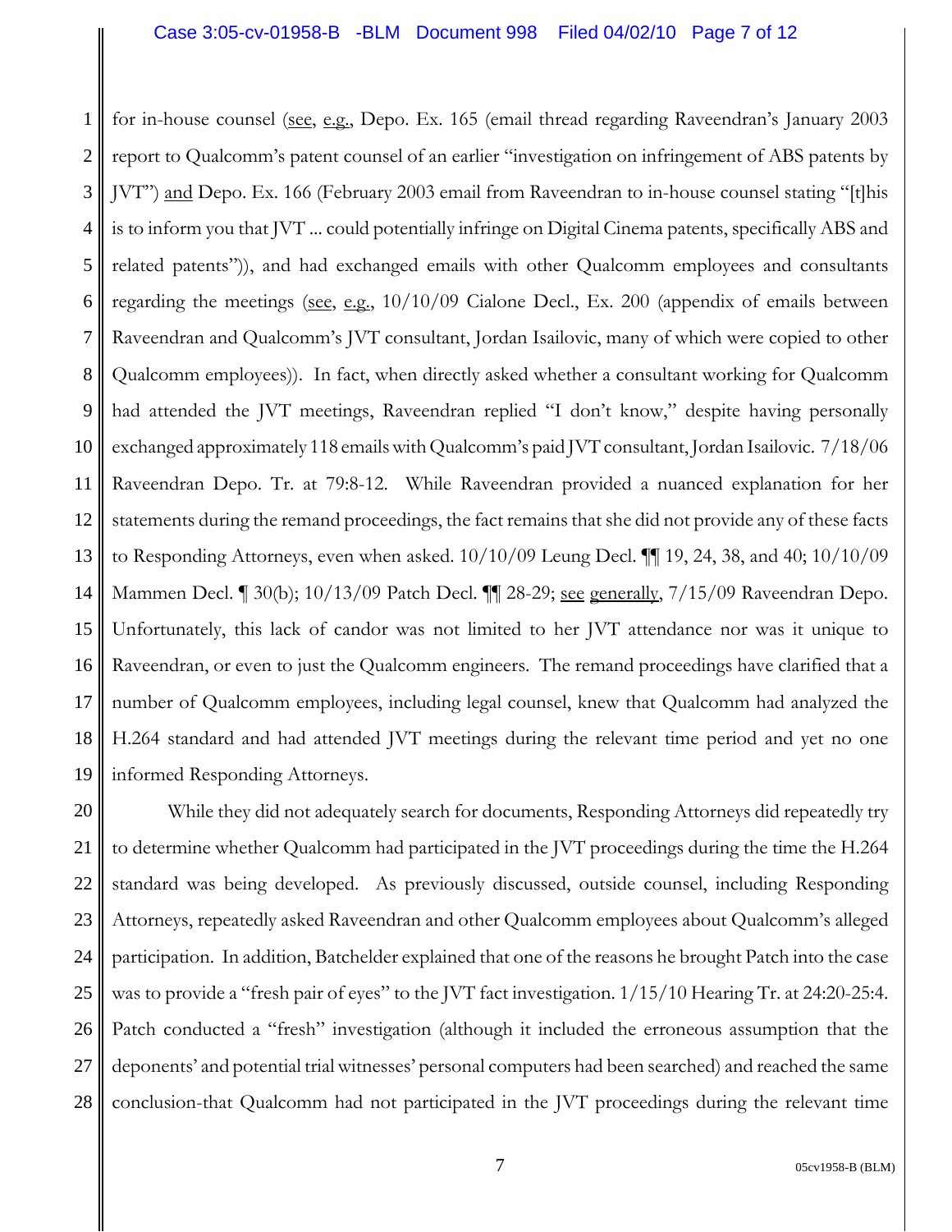for in-house counsel (see, e.g., Depo. Ex. 165 (email thread regarding Raveendran's January 2003 report to Qualcomm's patent counsel of an earlier "investigation on infringement of ABS patents by JVT") and Depo. Ex. 166 (February 2003 email from Raveendran to in-house counsel stating "[t]his is to inform you that JVT ... could potentially infringe on Digital Cinema patents, specifically ABS and related patents")), and had exchanged emails with other Qualcomm employees and consultants regarding the meetings (see, e.g., 10/10/09 Cialone Decl., Ex. 200 (appendix of emails between Raveendran and Qualcomm's JVT consultant, Jordan Isailovic, many of which were copied to other Qualcomm employees)). In fact, when directly asked whether a consultant working for Qualcomm had attended the JVT meetings, Raveendran replied "I don't know," despite having personally exchanged approximately 118 emails with Qualcomm's paid JVT consultant, Jordan Isailovic. 7/18/06 Raveendran Depo. Tr. at 79:8-12. While Raveendran provided a nuanced explanation for her statements during the remand proceedings, the fact remains that she did not provide any of these facts to Responding Attorneys, even when asked. 10/10/09 Leung Decl. ¶¶ 19, 24, 38, and 40; 10/10/09 Mammen Decl. ¶ 30(b); 10/13/09 Patch Decl. ¶¶ 28-29; see generally, 7/15/09 Raveendran Depo. Unfortunately, this lack of candor was not limited to her JVT attendance nor was it unique to Raveendran, or even to just the Qualcomm engineers. The remand proceedings have clarified that a number of Qualcomm employees, including legal counsel, knew that Qualcomm had analyzed the H.264 standard and had attended JVT meetings during the relevant time period and yet no one informed Responding Attorneys.

While they did not adequately search for documents, Responding Attorneys did repeatedly try to determine whether Qualcomm had participated in the JVT proceedings during the time the H.264 standard was being developed. As previously discussed, outside counsel, including Responding Attorneys, repeatedly asked Raveendran and other Qualcomm employees about Qualcomm's alleged participation. In addition, Batchelder explained that one of the reasons he brought Patch into the case was to provide a "fresh pair of eyes" to the JVT fact investigation. 1/15/10 Hearing Tr. at 24:20-25:4. Patch conducted a "fresh" investigation (although it included the erroneous assumption that the deponents' and potential trial witnesses' personal computers had been searched) and reached the same conclusion-that Qualcomm had not participated in the JVT proceedings during the relevant time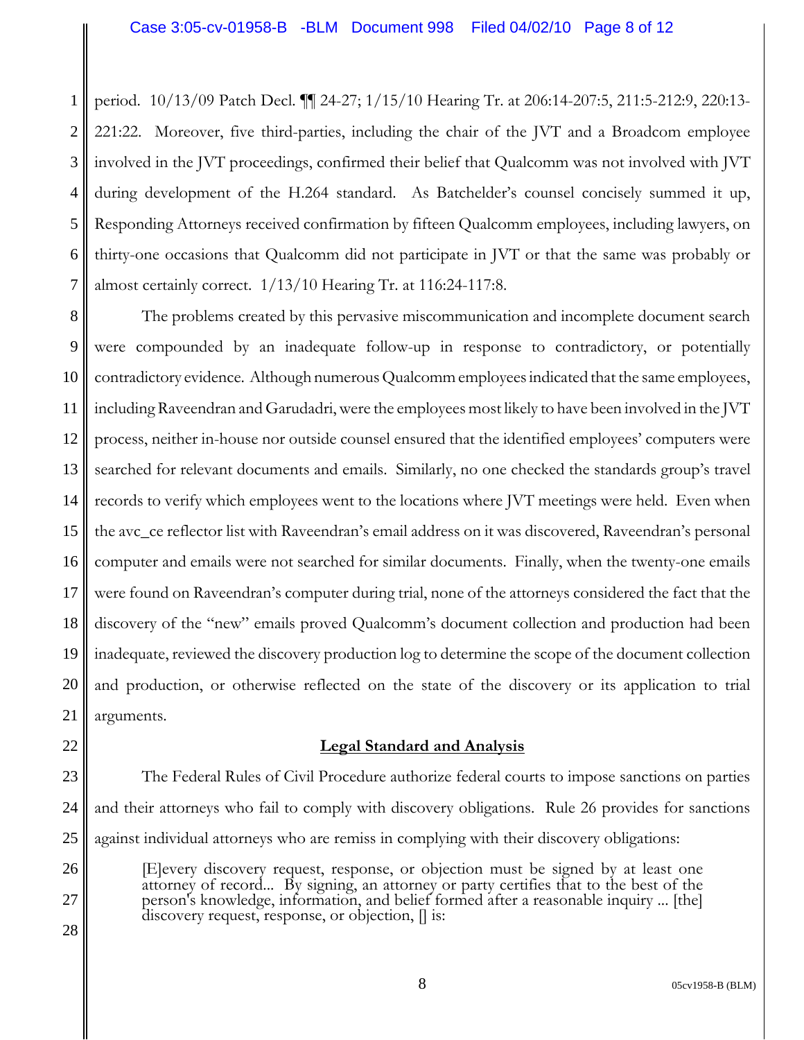period. 10/13/09 Patch Decl. ¶¶ 24-27; 1/15/10 Hearing Tr. at 206:14-207:5, 211:5-212:9, 220:13-221:22. Moreover, five third-parties, including the chair of the JVT and a Broadcom employee involved in the JVT proceedings, confirmed their belief that Qualcomm was not involved with JVT during development of the H.264 standard. As Batchelder's counsel concisely summed it up, Responding Attorneys received confirmation by fifteen Qualcomm employees, including lawyers, on thirty-one occasions that Qualcomm did not participate in JVT or that the same was probably or almost certainly correct. 1/13/10 Hearing Tr. at 116:24-117:8.

The problems created by this pervasive miscommunication and incomplete document search were compounded by an inadequate follow-up in response to contradictory, or potentially contradictory evidence. Although numerous Qualcomm employees indicated that the same employees, including Raveendran and Garudadri, were the employees most likely to have been involved in the JVT process, neither in-house nor outside counsel ensured that the identified employees' computers were searched for relevant documents and emails. Similarly, no one checked the standards group's travel records to verify which employees went to the locations where JVT meetings were held. Even when the avc_ce reflector list with Raveendran's email address on it was discovered, Raveendran's personal computer and emails were not searched for similar documents. Finally, when the twenty-one emails were found on Raveendran's computer during trial, none of the attorneys considered the fact that the discovery of the "new" emails proved Qualcomm's document collection and production had been inadequate, reviewed the discovery production log to determine the scope of the document collection and production, or otherwise reflected on the state of the discovery or its application to trial arguments.

## Legal Standard and Analysis

The Federal Rules of Civil Procedure authorize federal courts to impose sanctions on parties and their attorneys who fail to comply with discovery obligations. Rule 26 provides for sanctions against individual attorneys who are remiss in complying with their discovery obligations:

> [E]very discovery request, response, or objection must be signed by at least one attorney of record... By signing, an attorney or party certifies that to the best of the person's knowledge, information, and belief formed after a reasonable inquiry ... [the] discovery request, response, or objection, [] is: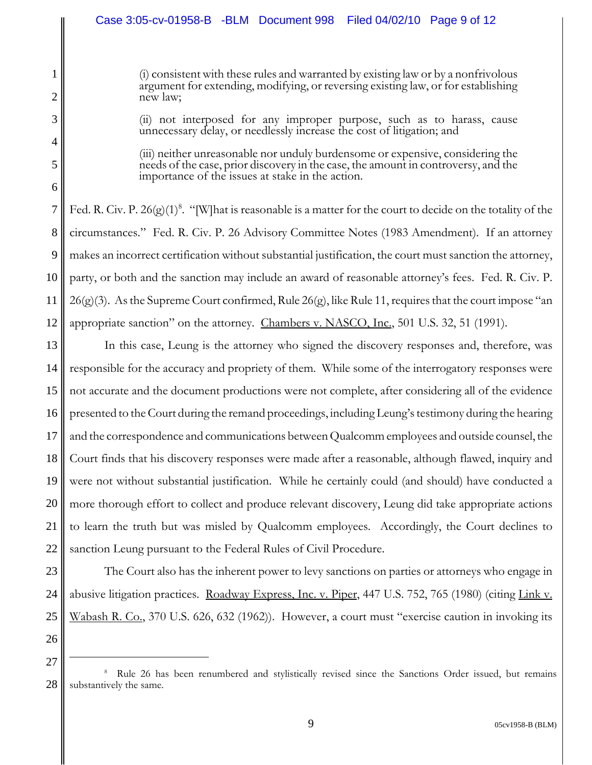> (i) consistent with these rules and warranted by existing law or by a nonfrivolous argument for extending, modifying, or reversing existing law, or for establishing new law;
>
> (ii) not interposed for any improper purpose, such as to harass, cause unnecessary delay, or needlessly increase the cost of litigation; and
>
> (iii) neither unreasonable nor unduly burdensome or expensive, considering the needs of the case, prior discovery in the case, the amount in controversy, and the importance of the issues at stake in the action.

Fed. R. Civ. P. 26(g)(1)[8]. "[W]hat is reasonable is a matter for the court to decide on the totality of the circumstances." Fed. R. Civ. P. 26 Advisory Committee Notes (1983 Amendment). If an attorney makes an incorrect certification without substantial justification, the court must sanction the attorney, party, or both and the sanction may include an award of reasonable attorney's fees. Fed. R. Civ. P. 26(g)(3). As the Supreme Court confirmed, Rule 26(g), like Rule 11, requires that the court impose "an appropriate sanction" on the attorney. Chambers v. NASCO, Inc., 501 U.S. 32, 51 (1991).

In this case, Leung is the attorney who signed the discovery responses and, therefore, was responsible for the accuracy and propriety of them. While some of the interrogatory responses were not accurate and the document productions were not complete, after considering all of the evidence presented to the Court during the remand proceedings, including Leung's testimony during the hearing and the correspondence and communications between Qualcomm employees and outside counsel, the Court finds that his discovery responses were made after a reasonable, although flawed, inquiry and were not without substantial justification. While he certainly could (and should) have conducted a more thorough effort to collect and produce relevant discovery, Leung did take appropriate actions to learn the truth but was misled by Qualcomm employees. Accordingly, the Court declines to sanction Leung pursuant to the Federal Rules of Civil Procedure.

The Court also has the inherent power to levy sanctions on parties or attorneys who engage in abusive litigation practices. Roadway Express, Inc. v. Piper, 447 U.S. 752, 765 (1980) (citing Link v. Wabash R. Co., 370 U.S. 626, 632 (1962)). However, a court must "exercise caution in invoking its

---

[8] Rule 26 has been renumbered and stylistically revised since the Sanctions Order issued, but remains substantively the same.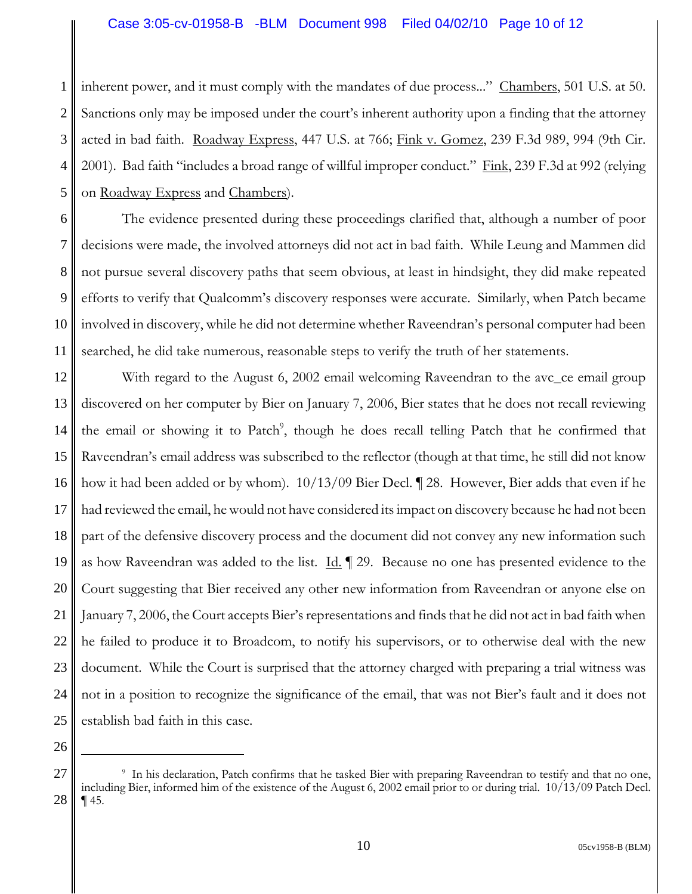inherent power, and it must comply with the mandates of due process..." Chambers, 501 U.S. at 50. Sanctions only may be imposed under the court's inherent authority upon a finding that the attorney acted in bad faith. Roadway Express, 447 U.S. at 766; Fink v. Gomez, 239 F.3d 989, 994 (9th Cir. 2001). Bad faith "includes a broad range of willful improper conduct." Fink, 239 F.3d at 992 (relying on Roadway Express and Chambers).

The evidence presented during these proceedings clarified that, although a number of poor decisions were made, the involved attorneys did not act in bad faith. While Leung and Mammen did not pursue several discovery paths that seem obvious, at least in hindsight, they did make repeated efforts to verify that Qualcomm's discovery responses were accurate. Similarly, when Patch became involved in discovery, while he did not determine whether Raveendran's personal computer had been searched, he did take numerous, reasonable steps to verify the truth of her statements.

With regard to the August 6, 2002 email welcoming Raveendran to the avc_ce email group discovered on her computer by Bier on January 7, 2006, Bier states that he does not recall reviewing the email or showing it to Patch[9], though he does recall telling Patch that he confirmed that Raveendran's email address was subscribed to the reflector (though at that time, he still did not know how it had been added or by whom). 10/13/09 Bier Decl. ¶ 28. However, Bier adds that even if he had reviewed the email, he would not have considered its impact on discovery because he had not been part of the defensive discovery process and the document did not convey any new information such as how Raveendran was added to the list. Id. ¶ 29. Because no one has presented evidence to the Court suggesting that Bier received any other new information from Raveendran or anyone else on January 7, 2006, the Court accepts Bier's representations and finds that he did not act in bad faith when he failed to produce it to Broadcom, to notify his supervisors, or to otherwise deal with the new document. While the Court is surprised that the attorney charged with preparing a trial witness was not in a position to recognize the significance of the email, that was not Bier's fault and it does not establish bad faith in this case.

---

[9] In his declaration, Patch confirms that he tasked Bier with preparing Raveendran to testify and that no one, including Bier, informed him of the existence of the August 6, 2002 email prior to or during trial. 10/13/09 Patch Decl. ¶ 45.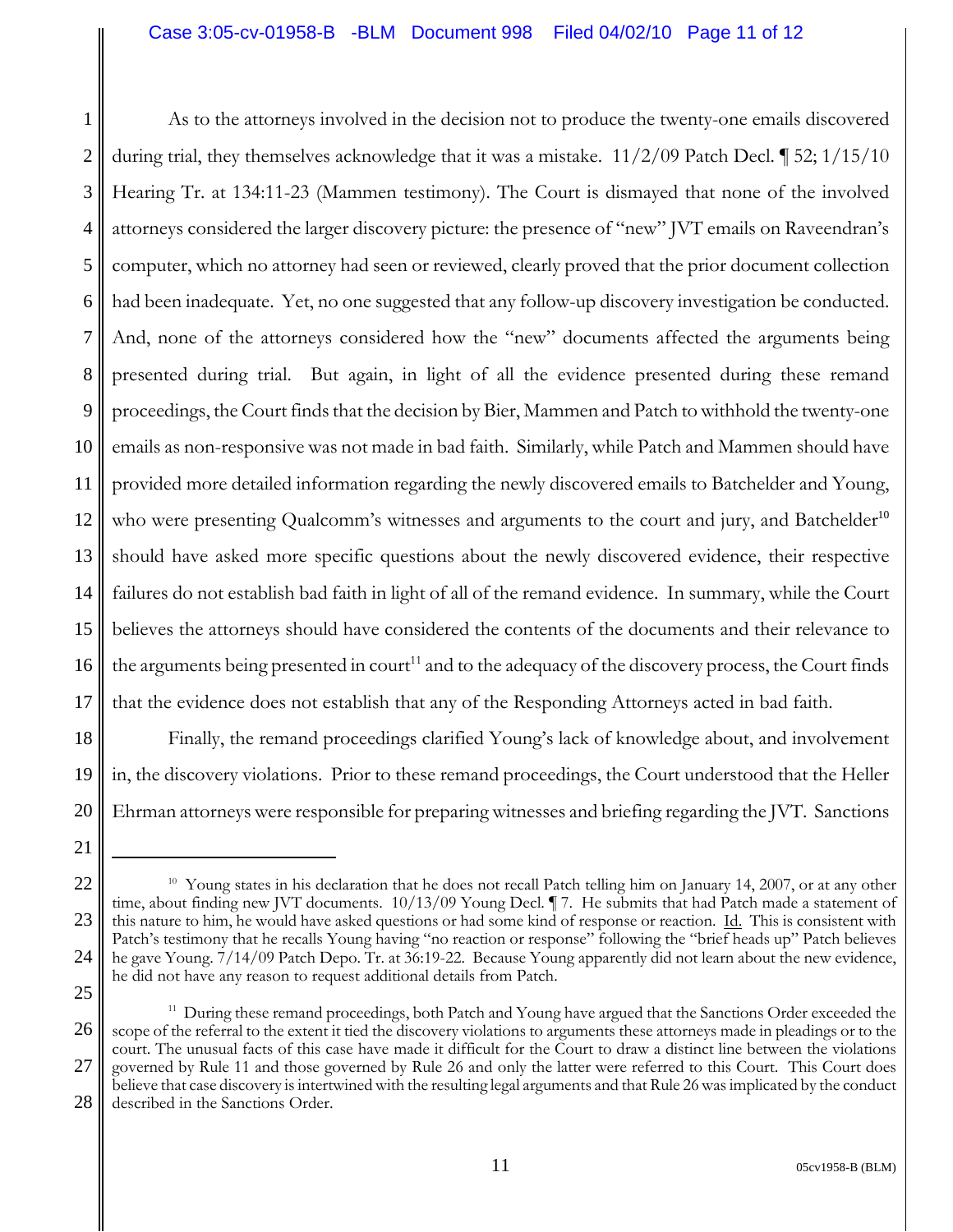As to the attorneys involved in the decision not to produce the twenty-one emails discovered during trial, they themselves acknowledge that it was a mistake. 11/2/09 Patch Decl. ¶ 52; 1/15/10 Hearing Tr. at 134:11-23 (Mammen testimony). The Court is dismayed that none of the involved attorneys considered the larger discovery picture: the presence of "new" JVT emails on Raveendran's computer, which no attorney had seen or reviewed, clearly proved that the prior document collection had been inadequate. Yet, no one suggested that any follow-up discovery investigation be conducted. And, none of the attorneys considered how the "new" documents affected the arguments being presented during trial. But again, in light of all the evidence presented during these remand proceedings, the Court finds that the decision by Bier, Mammen and Patch to withhold the twenty-one emails as non-responsive was not made in bad faith. Similarly, while Patch and Mammen should have provided more detailed information regarding the newly discovered emails to Batchelder and Young, who were presenting Qualcomm's witnesses and arguments to the court and jury, and Batchelder[10] should have asked more specific questions about the newly discovered evidence, their respective failures do not establish bad faith in light of all of the remand evidence. In summary, while the Court believes the attorneys should have considered the contents of the documents and their relevance to the arguments being presented in court[11] and to the adequacy of the discovery process, the Court finds that the evidence does not establish that any of the Responding Attorneys acted in bad faith.

Finally, the remand proceedings clarified Young's lack of knowledge about, and involvement in, the discovery violations. Prior to these remand proceedings, the Court understood that the Heller Ehrman attorneys were responsible for preparing witnesses and briefing regarding the JVT. Sanctions

---

[10] Young states in his declaration that he does not recall Patch telling him on January 14, 2007, or at any other time, about finding new JVT documents. 10/13/09 Young Decl. ¶ 7. He submits that had Patch made a statement of this nature to him, he would have asked questions or had some kind of response or reaction. Id. This is consistent with Patch's testimony that he recalls Young having "no reaction or response" following the "brief heads up" Patch believes he gave Young. 7/14/09 Patch Depo. Tr. at 36:19-22. Because Young apparently did not learn about the new evidence, he did not have any reason to request additional details from Patch.

[11] During these remand proceedings, both Patch and Young have argued that the Sanctions Order exceeded the scope of the referral to the extent it tied the discovery violations to arguments these attorneys made in pleadings or to the court. The unusual facts of this case have made it difficult for the Court to draw a distinct line between the violations governed by Rule 11 and those governed by Rule 26 and only the latter were referred to this Court. This Court does believe that case discovery is intertwined with the resulting legal arguments and that Rule 26 was implicated by the conduct described in the Sanctions Order.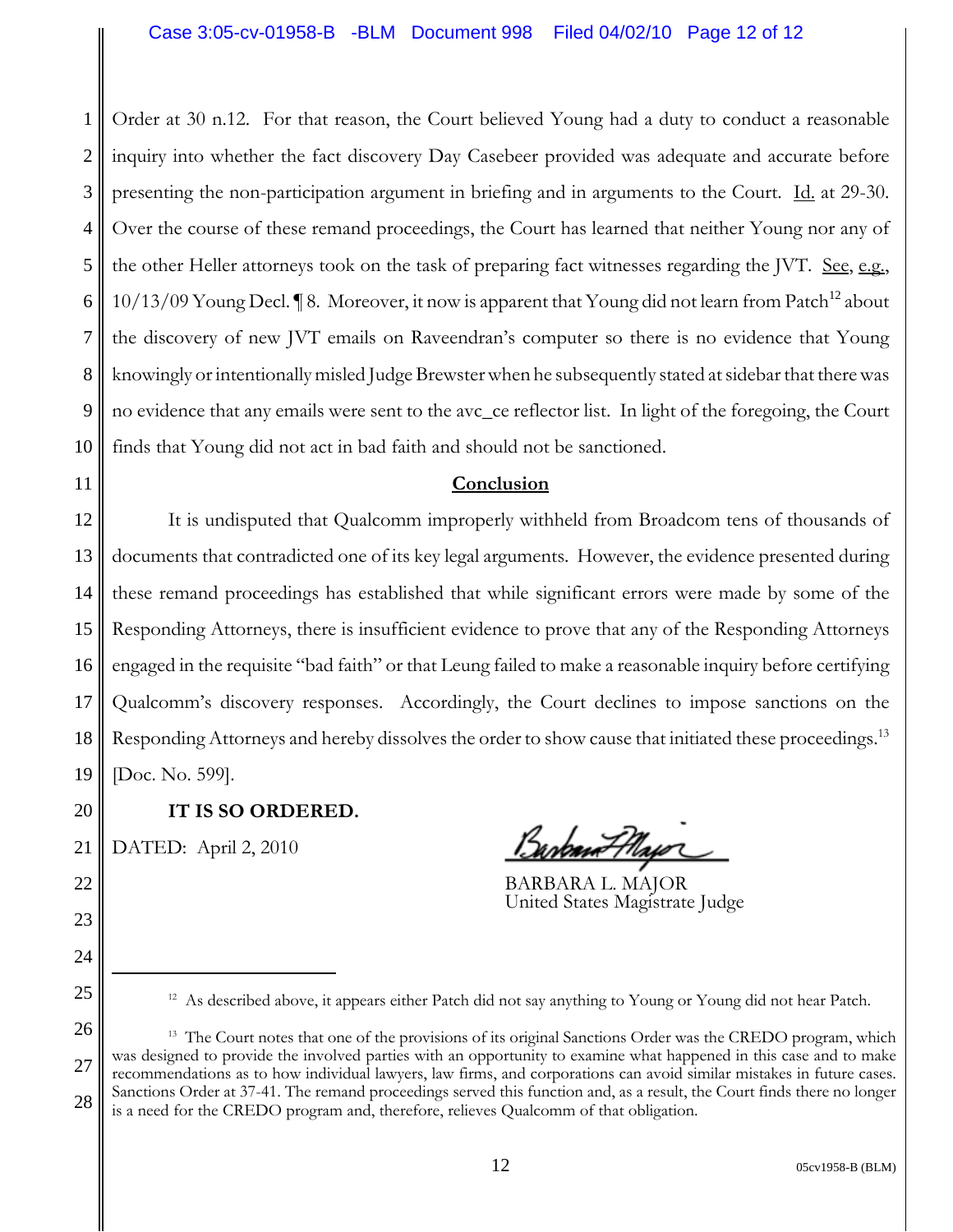Order at 30 n.12. For that reason, the Court believed Young had a duty to conduct a reasonable inquiry into whether the fact discovery Day Casebeer provided was adequate and accurate before presenting the non-participation argument in briefing and in arguments to the Court. Id. at 29-30. Over the course of these remand proceedings, the Court has learned that neither Young nor any of the other Heller attorneys took on the task of preparing fact witnesses regarding the JVT. See, e.g., 10/13/09 Young Decl. ¶ 8. Moreover, it now is apparent that Young did not learn from Patch[12] about the discovery of new JVT emails on Raveendran's computer so there is no evidence that Young knowingly or intentionally misled Judge Brewster when he subsequently stated at sidebar that there was no evidence that any emails were sent to the avc_ce reflector list. In light of the foregoing, the Court finds that Young did not act in bad faith and should not be sanctioned.

## Conclusion

It is undisputed that Qualcomm improperly withheld from Broadcom tens of thousands of documents that contradicted one of its key legal arguments. However, the evidence presented during these remand proceedings has established that while significant errors were made by some of the Responding Attorneys, there is insufficient evidence to prove that any of the Responding Attorneys engaged in the requisite "bad faith" or that Leung failed to make a reasonable inquiry before certifying Qualcomm's discovery responses. Accordingly, the Court declines to impose sanctions on the Responding Attorneys and hereby dissolves the order to show cause that initiated these proceedings.[13] [Doc. No. 599].

**IT IS SO ORDERED.**

DATED: April 2, 2010

BARBARA L. MAJOR
United States Magistrate Judge

---

[12] As described above, it appears either Patch did not say anything to Young or Young did not hear Patch.

[13] The Court notes that one of the provisions of its original Sanctions Order was the CREDO program, which was designed to provide the involved parties with an opportunity to examine what happened in this case and to make recommendations as to how individual lawyers, law firms, and corporations can avoid similar mistakes in future cases. Sanctions Order at 37-41. The remand proceedings served this function and, as a result, the Court finds there no longer is a need for the CREDO program and, therefore, relieves Qualcomm of that obligation.